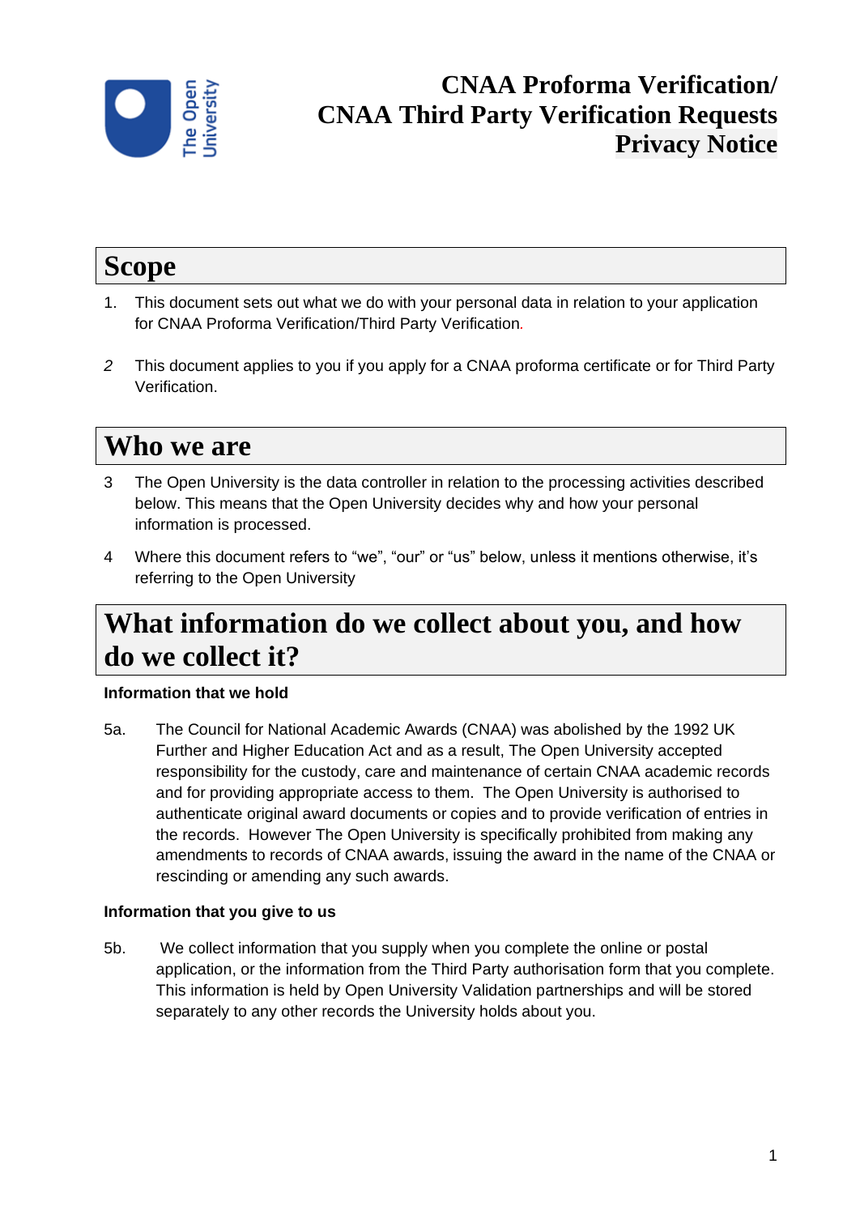# CNAA Proforma Verification/ CNAA Third Party Verification Requests Privacy Notice

## Scope

1. This document sets out what we do with your personal data in relation to your application for CNAA Proforma Verification/Third Party Verification.

2 This document applies to you if you apply for a CNAA proforma certificate or for Third Party Verification.

## Who we are

3 The Open University is the data controller in relation to the processing activities described below. This means that the Open University decides why and how your personal information is processed.

4 Where this document refers to "we", "our" or "us" below, unless it mentions otherwise, it's referring to the Open University

## What information do we collect about you, and how do we collect it?

**Information that we hold**

5a. The Council for National Academic Awards (CNAA) was abolished by the 1992 UK Further and Higher Education Act and as a result, The Open University accepted responsibility for the custody, care and maintenance of certain CNAA academic records and for providing appropriate access to them. The Open University is authorised to authenticate original award documents or copies and to provide verification of entries in the records. However The Open University is specifically prohibited from making any amendments to records of CNAA awards, issuing the award in the name of the CNAA or rescinding or amending any such awards.

**Information that you give to us**

5b. We collect information that you supply when you complete the online or postal application, or the information from the Third Party authorisation form that you complete. This information is held by Open University Validation partnerships and will be stored separately to any other records the University holds about you.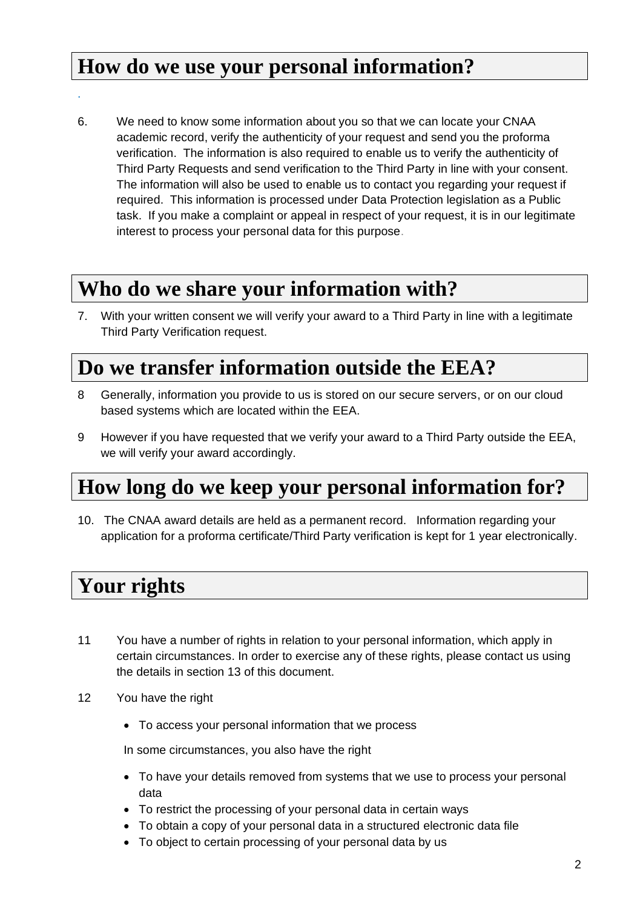## How do we use your personal information?

6. We need to know some information about you so that we can locate your CNAA academic record, verify the authenticity of your request and send you the proforma verification. The information is also required to enable us to verify the authenticity of Third Party Requests and send verification to the Third Party in line with your consent. The information will also be used to enable us to contact you regarding your request if required. This information is processed under Data Protection legislation as a Public task. If you make a complaint or appeal in respect of your request, it is in our legitimate interest to process your personal data for this purpose.

## Who do we share your information with?

7. With your written consent we will verify your award to a Third Party in line with a legitimate Third Party Verification request.

## Do we transfer information outside the EEA?

8 Generally, information you provide to us is stored on our secure servers, or on our cloud based systems which are located within the EEA.

9 However if you have requested that we verify your award to a Third Party outside the EEA, we will verify your award accordingly.

## How long do we keep your personal information for?

10. The CNAA award details are held as a permanent record. Information regarding your application for a proforma certificate/Third Party verification is kept for 1 year electronically.

## Your rights

11 You have a number of rights in relation to your personal information, which apply in certain circumstances. In order to exercise any of these rights, please contact us using the details in section 13 of this document.

12 You have the right

- To access your personal information that we process

In some circumstances, you also have the right

- To have your details removed from systems that we use to process your personal data
- To restrict the processing of your personal data in certain ways
- To obtain a copy of your personal data in a structured electronic data file
- To object to certain processing of your personal data by us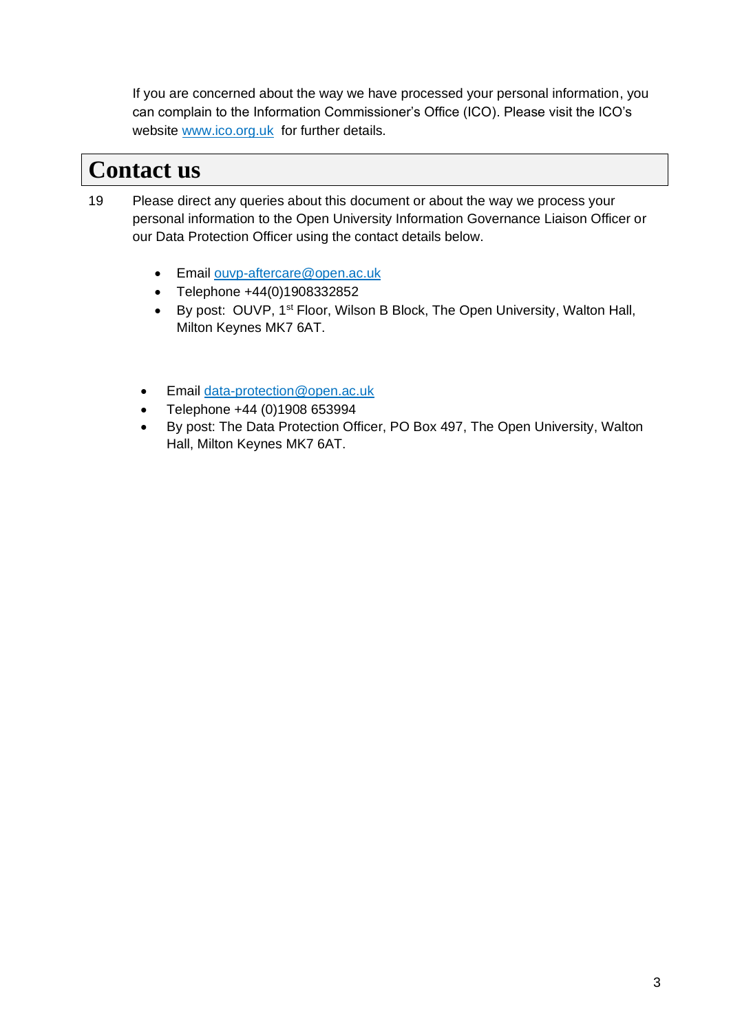If you are concerned about the way we have processed your personal information, you can complain to the Information Commissioner's Office (ICO). Please visit the ICO's website www.ico.org.uk for further details.

# Contact us

19 Please direct any queries about this document or about the way we process your personal information to the Open University Information Governance Liaison Officer or our Data Protection Officer using the contact details below.

- Email ouvp-aftercare@open.ac.uk
- Telephone +44(0)1908332852
- By post: OUVP, 1st Floor, Wilson B Block, The Open University, Walton Hall, Milton Keynes MK7 6AT.

- Email data-protection@open.ac.uk
- Telephone +44 (0)1908 653994
- By post: The Data Protection Officer, PO Box 497, The Open University, Walton Hall, Milton Keynes MK7 6AT.